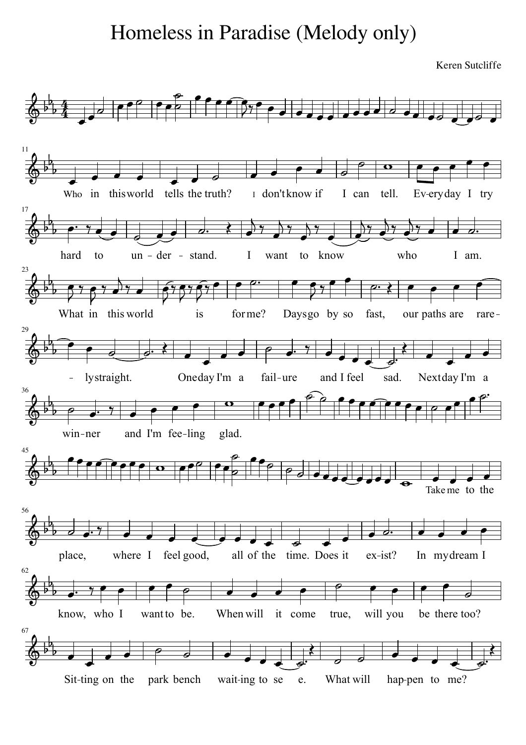# Homeless in Paradise (Melody only)

Keren Sutcliffe

Who in this world tells the truth? I don't know if I can tell. Ev-ery day I try

hard to un - der - stand. I want to know who I am.

What in this world is for me? Days go by so fast, our paths are rare-

- ly straight. One day I'm a fail-ure and I feel sad. Next day I'm a

win-ner and I'm fee-ling glad.

Take me to the

place, where I feel good, all of the time. Does it ex-ist? In my dream I

know, who I want to be. When will it come true, will you be there too?

Sit-ting on the park bench wait-ing to se e. What will hap-pen to me?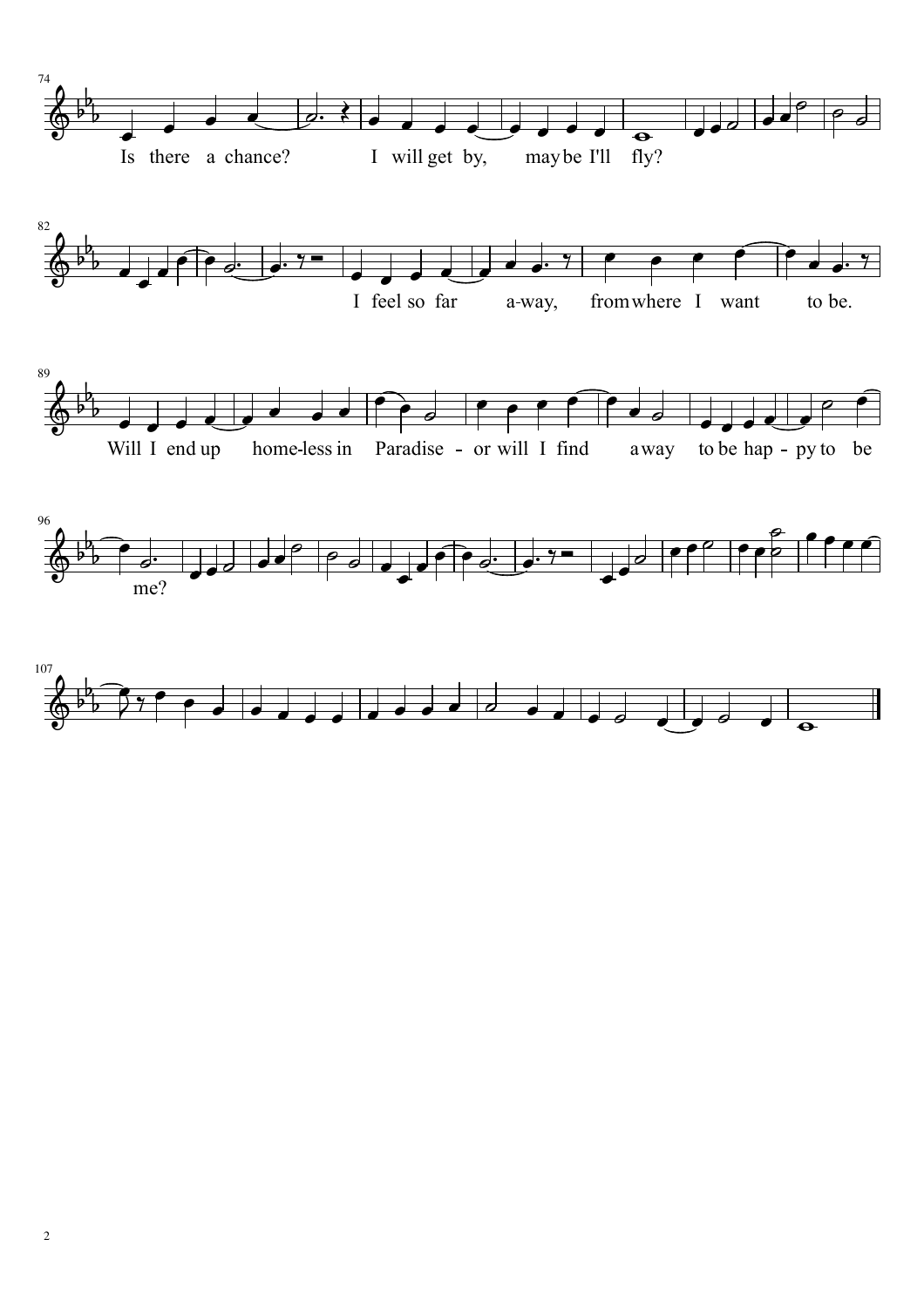Is there a chance? I will get by, maybe I'll fly?

I feel so far a-way, from where I want to be.

Will I end up home-less in Paradise - or will I find a way to be hap - py to be

me?